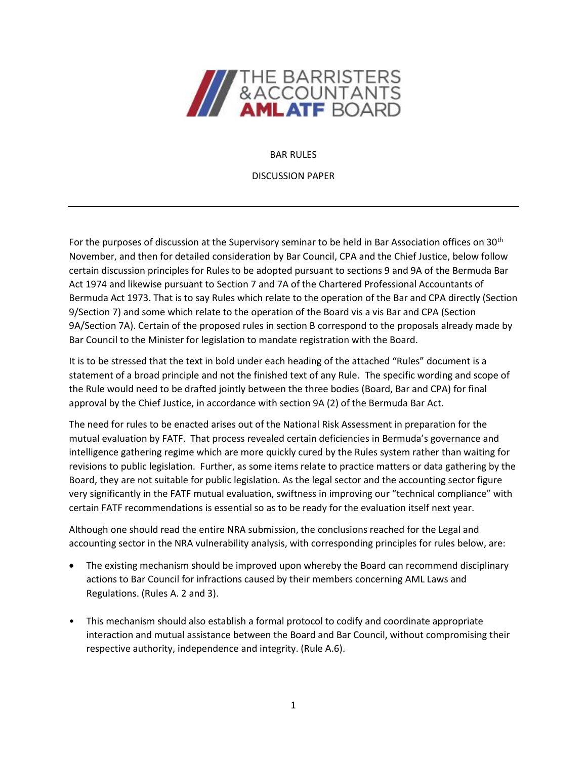THE BARRISTERS & ACCOUNTANTS AML ATF BOARD

BAR RULES

DISCUSSION PAPER

---

For the purposes of discussion at the Supervisory seminar to be held in Bar Association offices on 30th November, and then for detailed consideration by Bar Council, CPA and the Chief Justice, below follow certain discussion principles for Rules to be adopted pursuant to sections 9 and 9A of the Bermuda Bar Act 1974 and likewise pursuant to Section 7 and 7A of the Chartered Professional Accountants of Bermuda Act 1973. That is to say Rules which relate to the operation of the Bar and CPA directly (Section 9/Section 7) and some which relate to the operation of the Board vis a vis Bar and CPA (Section 9A/Section 7A). Certain of the proposed rules in section B correspond to the proposals already made by Bar Council to the Minister for legislation to mandate registration with the Board.

It is to be stressed that the text in bold under each heading of the attached "Rules" document is a statement of a broad principle and not the finished text of any Rule. The specific wording and scope of the Rule would need to be drafted jointly between the three bodies (Board, Bar and CPA) for final approval by the Chief Justice, in accordance with section 9A (2) of the Bermuda Bar Act.

The need for rules to be enacted arises out of the National Risk Assessment in preparation for the mutual evaluation by FATF. That process revealed certain deficiencies in Bermuda's governance and intelligence gathering regime which are more quickly cured by the Rules system rather than waiting for revisions to public legislation. Further, as some items relate to practice matters or data gathering by the Board, they are not suitable for public legislation. As the legal sector and the accounting sector figure very significantly in the FATF mutual evaluation, swiftness in improving our "technical compliance" with certain FATF recommendations is essential so as to be ready for the evaluation itself next year.

Although one should read the entire NRA submission, the conclusions reached for the Legal and accounting sector in the NRA vulnerability analysis, with corresponding principles for rules below, are:

- The existing mechanism should be improved upon whereby the Board can recommend disciplinary actions to Bar Council for infractions caused by their members concerning AML Laws and Regulations. (Rules A. 2 and 3).

- This mechanism should also establish a formal protocol to codify and coordinate appropriate interaction and mutual assistance between the Board and Bar Council, without compromising their respective authority, independence and integrity. (Rule A.6).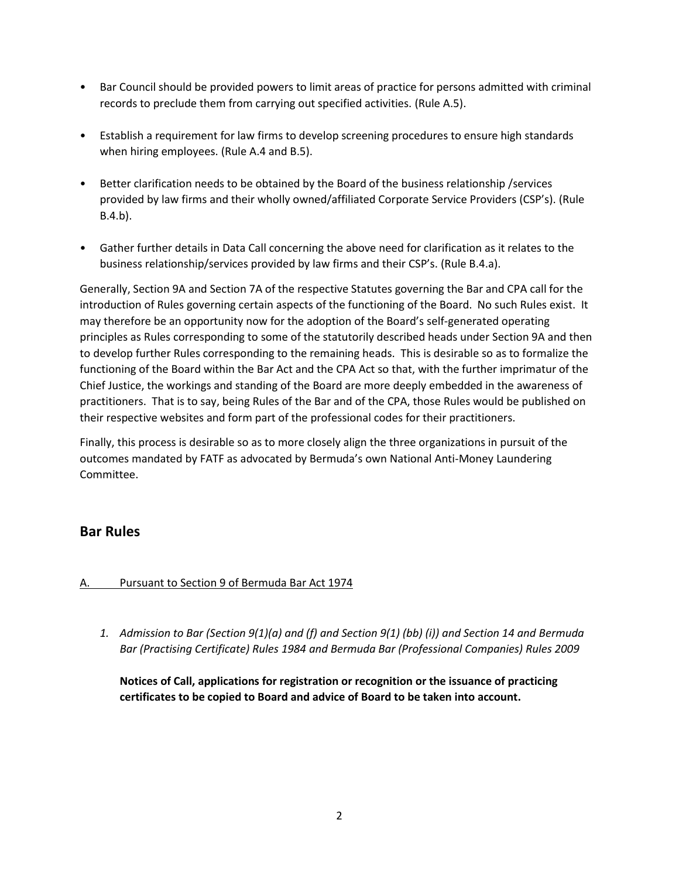- Bar Council should be provided powers to limit areas of practice for persons admitted with criminal records to preclude them from carrying out specified activities. (Rule A.5).

- Establish a requirement for law firms to develop screening procedures to ensure high standards when hiring employees. (Rule A.4 and B.5).

- Better clarification needs to be obtained by the Board of the business relationship /services provided by law firms and their wholly owned/affiliated Corporate Service Providers (CSP's). (Rule B.4.b).

- Gather further details in Data Call concerning the above need for clarification as it relates to the business relationship/services provided by law firms and their CSP's. (Rule B.4.a).

Generally, Section 9A and Section 7A of the respective Statutes governing the Bar and CPA call for the introduction of Rules governing certain aspects of the functioning of the Board. No such Rules exist. It may therefore be an opportunity now for the adoption of the Board's self-generated operating principles as Rules corresponding to some of the statutorily described heads under Section 9A and then to develop further Rules corresponding to the remaining heads. This is desirable so as to formalize the functioning of the Board within the Bar Act and the CPA Act so that, with the further imprimatur of the Chief Justice, the workings and standing of the Board are more deeply embedded in the awareness of practitioners. That is to say, being Rules of the Bar and of the CPA, those Rules would be published on their respective websites and form part of the professional codes for their practitioners.

Finally, this process is desirable so as to more closely align the three organizations in pursuit of the outcomes mandated by FATF as advocated by Bermuda's own National Anti-Money Laundering Committee.

## Bar Rules

A. Pursuant to Section 9 of Bermuda Bar Act 1974

1. *Admission to Bar (Section 9(1)(a) and (f) and Section 9(1) (bb) (i)) and Section 14 and Bermuda Bar (Practising Certificate) Rules 1984 and Bermuda Bar (Professional Companies) Rules 2009*

   **Notices of Call, applications for registration or recognition or the issuance of practicing certificates to be copied to Board and advice of Board to be taken into account.**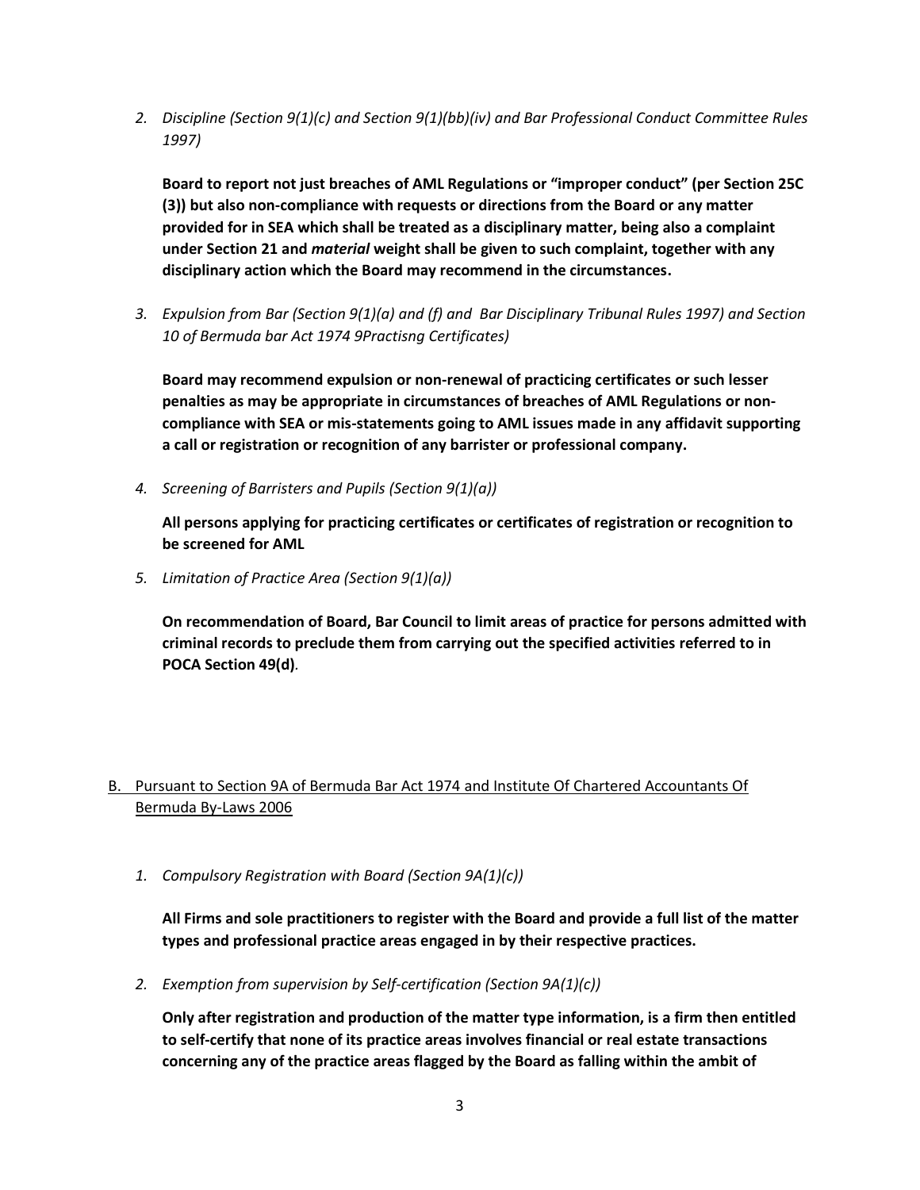2. *Discipline (Section 9(1)(c) and Section 9(1)(bb)(iv) and Bar Professional Conduct Committee Rules 1997)*

   **Board to report not just breaches of AML Regulations or "improper conduct" (per Section 25C (3)) but also non-compliance with requests or directions from the Board or any matter provided for in SEA which shall be treated as a disciplinary matter, being also a complaint under Section 21 and *material* weight shall be given to such complaint, together with any disciplinary action which the Board may recommend in the circumstances.**

3. *Expulsion from Bar (Section 9(1)(a) and (f) and Bar Disciplinary Tribunal Rules 1997) and Section 10 of Bermuda bar Act 1974 9Practisng Certificates)*

   **Board may recommend expulsion or non-renewal of practicing certificates or such lesser penalties as may be appropriate in circumstances of breaches of AML Regulations or non-compliance with SEA or mis-statements going to AML issues made in any affidavit supporting a call or registration or recognition of any barrister or professional company.**

4. *Screening of Barristers and Pupils (Section 9(1)(a))*

   **All persons applying for practicing certificates or certificates of registration or recognition to be screened for AML**

5. *Limitation of Practice Area (Section 9(1)(a))*

   **On recommendation of Board, Bar Council to limit areas of practice for persons admitted with criminal records to preclude them from carrying out the specified activities referred to in POCA Section 49(d)**.

B. <u>Pursuant to Section 9A of Bermuda Bar Act 1974 and Institute Of Chartered Accountants Of Bermuda By-Laws 2006</u>

1. *Compulsory Registration with Board (Section 9A(1)(c))*

   **All Firms and sole practitioners to register with the Board and provide a full list of the matter types and professional practice areas engaged in by their respective practices.**

2. *Exemption from supervision by Self-certification (Section 9A(1)(c))*

   **Only after registration and production of the matter type information, is a firm then entitled to self-certify that none of its practice areas involves financial or real estate transactions concerning any of the practice areas flagged by the Board as falling within the ambit of**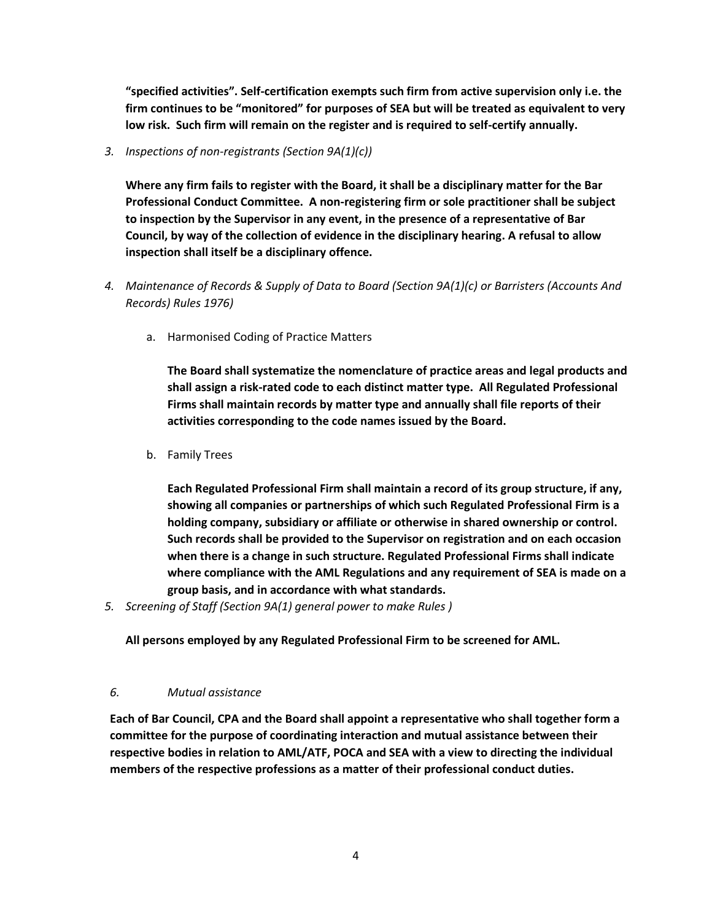**"specified activities". Self-certification exempts such firm from active supervision only i.e. the firm continues to be "monitored" for purposes of SEA but will be treated as equivalent to very low risk. Such firm will remain on the register and is required to self-certify annually.**

3. *Inspections of non-registrants (Section 9A(1)(c))*

   **Where any firm fails to register with the Board, it shall be a disciplinary matter for the Bar Professional Conduct Committee. A non-registering firm or sole practitioner shall be subject to inspection by the Supervisor in any event, in the presence of a representative of Bar Council, by way of the collection of evidence in the disciplinary hearing. A refusal to allow inspection shall itself be a disciplinary offence.**

4. *Maintenance of Records & Supply of Data to Board (Section 9A(1)(c) or Barristers (Accounts And Records) Rules 1976)*

   a. Harmonised Coding of Practice Matters

      **The Board shall systematize the nomenclature of practice areas and legal products and shall assign a risk-rated code to each distinct matter type. All Regulated Professional Firms shall maintain records by matter type and annually shall file reports of their activities corresponding to the code names issued by the Board.**

   b. Family Trees

      **Each Regulated Professional Firm shall maintain a record of its group structure, if any, showing all companies or partnerships of which such Regulated Professional Firm is a holding company, subsidiary or affiliate or otherwise in shared ownership or control. Such records shall be provided to the Supervisor on registration and on each occasion when there is a change in such structure. Regulated Professional Firms shall indicate where compliance with the AML Regulations and any requirement of SEA is made on a group basis, and in accordance with what standards.**

5. *Screening of Staff (Section 9A(1) general power to make Rules )*

   **All persons employed by any Regulated Professional Firm to be screened for AML.**

6. *Mutual assistance*

**Each of Bar Council, CPA and the Board shall appoint a representative who shall together form a committee for the purpose of coordinating interaction and mutual assistance between their respective bodies in relation to AML/ATF, POCA and SEA with a view to directing the individual members of the respective professions as a matter of their professional conduct duties.**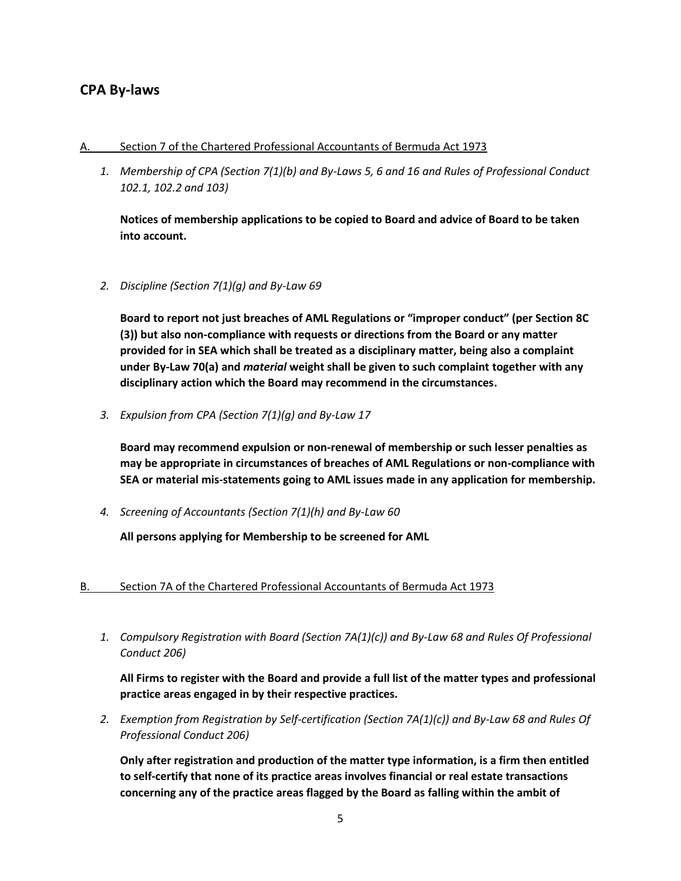## CPA By-laws

A. Section 7 of the Chartered Professional Accountants of Bermuda Act 1973

1. *Membership of CPA (Section 7(1)(b) and By-Laws 5, 6 and 16 and Rules of Professional Conduct 102.1, 102.2 and 103)*

   **Notices of membership applications to be copied to Board and advice of Board to be taken into account.**

2. *Discipline (Section 7(1)(g) and By-Law 69*

   **Board to report not just breaches of AML Regulations or "improper conduct" (per Section 8C (3)) but also non-compliance with requests or directions from the Board or any matter provided for in SEA which shall be treated as a disciplinary matter, being also a complaint under By-Law 70(a) and *material* weight shall be given to such complaint together with any disciplinary action which the Board may recommend in the circumstances.**

3. *Expulsion from CPA (Section 7(1)(g) and By-Law 17*

   **Board may recommend expulsion or non-renewal of membership or such lesser penalties as may be appropriate in circumstances of breaches of AML Regulations or non-compliance with SEA or material mis-statements going to AML issues made in any application for membership.**

4. *Screening of Accountants (Section 7(1)(h) and By-Law 60*

   **All persons applying for Membership to be screened for AML**

B. Section 7A of the Chartered Professional Accountants of Bermuda Act 1973

1. *Compulsory Registration with Board (Section 7A(1)(c)) and By-Law 68 and Rules Of Professional Conduct 206)*

   **All Firms to register with the Board and provide a full list of the matter types and professional practice areas engaged in by their respective practices.**

2. *Exemption from Registration by Self-certification (Section 7A(1)(c)) and By-Law 68 and Rules Of Professional Conduct 206)*

   **Only after registration and production of the matter type information, is a firm then entitled to self-certify that none of its practice areas involves financial or real estate transactions concerning any of the practice areas flagged by the Board as falling within the ambit of**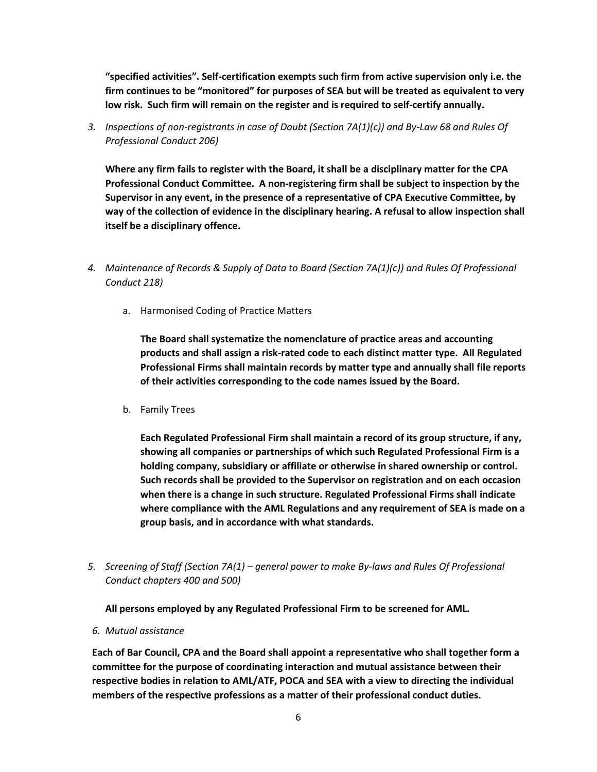**"specified activities". Self-certification exempts such firm from active supervision only i.e. the firm continues to be "monitored" for purposes of SEA but will be treated as equivalent to very low risk. Such firm will remain on the register and is required to self-certify annually.**

3. *Inspections of non-registrants in case of Doubt (Section 7A(1)(c)) and By-Law 68 and Rules Of Professional Conduct 206)*

   **Where any firm fails to register with the Board, it shall be a disciplinary matter for the CPA Professional Conduct Committee. A non-registering firm shall be subject to inspection by the Supervisor in any event, in the presence of a representative of CPA Executive Committee, by way of the collection of evidence in the disciplinary hearing. A refusal to allow inspection shall itself be a disciplinary offence.**

4. *Maintenance of Records & Supply of Data to Board (Section 7A(1)(c)) and Rules Of Professional Conduct 218)*

   a. Harmonised Coding of Practice Matters

      **The Board shall systematize the nomenclature of practice areas and accounting products and shall assign a risk-rated code to each distinct matter type. All Regulated Professional Firms shall maintain records by matter type and annually shall file reports of their activities corresponding to the code names issued by the Board.**

   b. Family Trees

      **Each Regulated Professional Firm shall maintain a record of its group structure, if any, showing all companies or partnerships of which such Regulated Professional Firm is a holding company, subsidiary or affiliate or otherwise in shared ownership or control. Such records shall be provided to the Supervisor on registration and on each occasion when there is a change in such structure. Regulated Professional Firms shall indicate where compliance with the AML Regulations and any requirement of SEA is made on a group basis, and in accordance with what standards.**

5. *Screening of Staff (Section 7A(1) – general power to make By-laws and Rules Of Professional Conduct chapters 400 and 500)*

   **All persons employed by any Regulated Professional Firm to be screened for AML.**

6. *Mutual assistance*

   **Each of Bar Council, CPA and the Board shall appoint a representative who shall together form a committee for the purpose of coordinating interaction and mutual assistance between their respective bodies in relation to AML/ATF, POCA and SEA with a view to directing the individual members of the respective professions as a matter of their professional conduct duties.**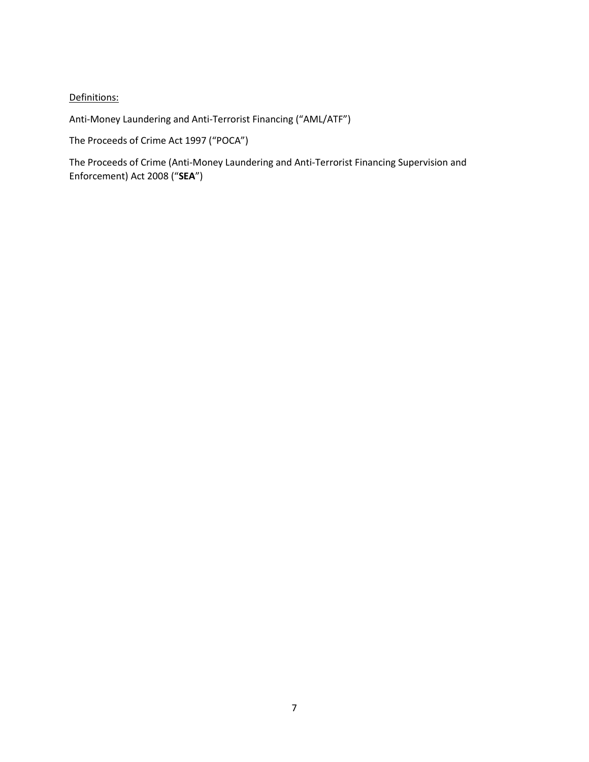Definitions:

Anti-Money Laundering and Anti-Terrorist Financing ("AML/ATF")

The Proceeds of Crime Act 1997 ("POCA")

The Proceeds of Crime (Anti-Money Laundering and Anti-Terrorist Financing Supervision and Enforcement) Act 2008 ("**SEA**")